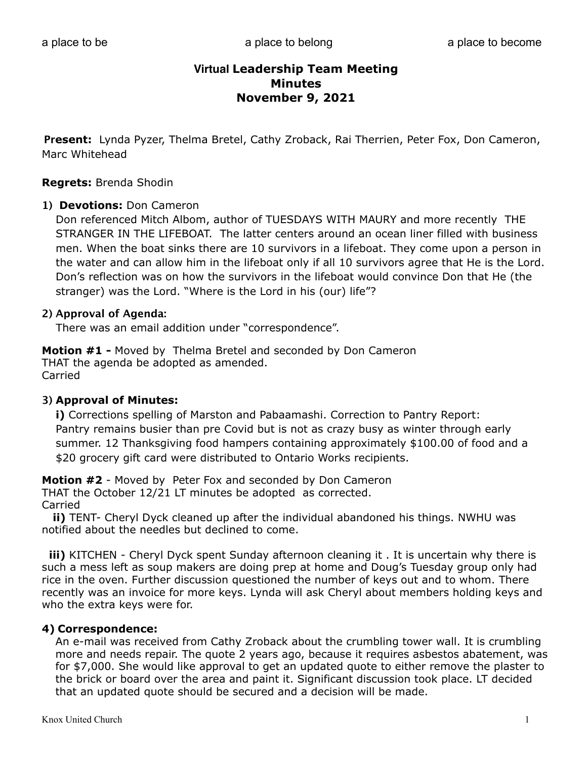a place to be  a place to belong  a place to become

# Virtual Leadership Team Meeting
# Minutes
# November 9, 2021

**Present:** Lynda Pyzer, Thelma Bretel, Cathy Zroback, Rai Therrien, Peter Fox, Don Cameron, Marc Whitehead

**Regrets:** Brenda Shodin

1) **Devotions:** Don Cameron
Don referenced Mitch Albom, author of TUESDAYS WITH MAURY and more recently THE STRANGER IN THE LIFEBOAT. The latter centers around an ocean liner filled with business men. When the boat sinks there are 10 survivors in a lifeboat. They come upon a person in the water and can allow him in the lifeboat only if all 10 survivors agree that He is the Lord. Don's reflection was on how the survivors in the lifeboat would convince Don that He (the stranger) was the Lord. "Where is the Lord in his (our) life"?

2) **Approval of Agenda:**
There was an email addition under "correspondence".

**Motion #1 -** Moved by Thelma Bretel and seconded by Don Cameron
THAT the agenda be adopted as amended.
Carried

3) **Approval of Minutes:**
**i)** Corrections spelling of Marston and Pabaamashi. Correction to Pantry Report: Pantry remains busier than pre Covid but is not as crazy busy as winter through early summer. 12 Thanksgiving food hampers containing approximately $100.00 of food and a $20 grocery gift card were distributed to Ontario Works recipients.

**Motion #2** - Moved by Peter Fox and seconded by Don Cameron
THAT the October 12/21 LT minutes be adopted as corrected.
Carried

**ii)** TENT- Cheryl Dyck cleaned up after the individual abandoned his things. NWHU was notified about the needles but declined to come.

**iii)** KITCHEN - Cheryl Dyck spent Sunday afternoon cleaning it . It is uncertain why there is such a mess left as soup makers are doing prep at home and Doug's Tuesday group only had rice in the oven. Further discussion questioned the number of keys out and to whom. There recently was an invoice for more keys. Lynda will ask Cheryl about members holding keys and who the extra keys were for.

4) **Correspondence:**
An e-mail was received from Cathy Zroback about the crumbling tower wall. It is crumbling more and needs repair. The quote 2 years ago, because it requires asbestos abatement, was for $7,000. She would like approval to get an updated quote to either remove the plaster to the brick or board over the area and paint it. Significant discussion took place. LT decided that an updated quote should be secured and a decision will be made.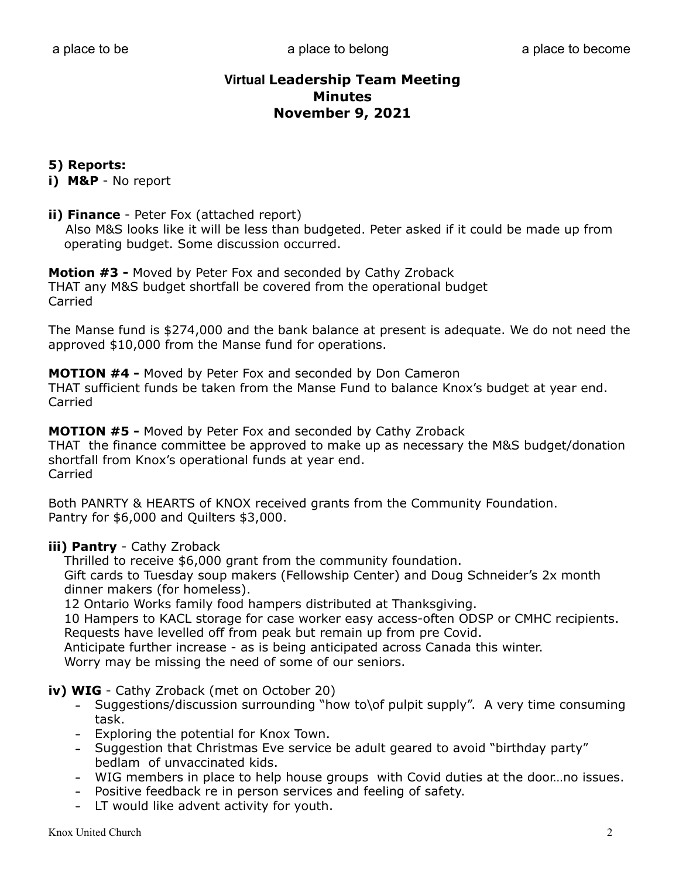a place to be a place to belong a place to become

**Virtual Leadership Team Meeting**
**Minutes**
**November 9, 2021**

**5) Reports:**

**i) M&P** - No report

**ii) Finance** - Peter Fox (attached report)
Also M&S looks like it will be less than budgeted. Peter asked if it could be made up from operating budget. Some discussion occurred.

**Motion #3 -** Moved by Peter Fox and seconded by Cathy Zroback
THAT any M&S budget shortfall be covered from the operational budget
Carried

The Manse fund is $274,000 and the bank balance at present is adequate. We do not need the approved $10,000 from the Manse fund for operations.

**MOTION #4 -** Moved by Peter Fox and seconded by Don Cameron
THAT sufficient funds be taken from the Manse Fund to balance Knox's budget at year end.
Carried

**MOTION #5 -** Moved by Peter Fox and seconded by Cathy Zroback
THAT the finance committee be approved to make up as necessary the M&S budget/donation shortfall from Knox's operational funds at year end.
Carried

Both PANRTY & HEARTS of KNOX received grants from the Community Foundation.
Pantry for $6,000 and Quilters $3,000.

**iii) Pantry** - Cathy Zroback
Thrilled to receive $6,000 grant from the community foundation.
Gift cards to Tuesday soup makers (Fellowship Center) and Doug Schneider's 2x month dinner makers (for homeless).
12 Ontario Works family food hampers distributed at Thanksgiving.
10 Hampers to KACL storage for case worker easy access-often ODSP or CMHC recipients.
Requests have levelled off from peak but remain up from pre Covid.
Anticipate further increase - as is being anticipated across Canada this winter.
Worry may be missing the need of some of our seniors.

**iv) WIG** - Cathy Zroback (met on October 20)

- Suggestions/discussion surrounding "how to\of pulpit supply". A very time consuming task.
- Exploring the potential for Knox Town.
- Suggestion that Christmas Eve service be adult geared to avoid "birthday party" bedlam of unvaccinated kids.
- WIG members in place to help house groups with Covid duties at the door…no issues.
- Positive feedback re in person services and feeling of safety.
- LT would like advent activity for youth.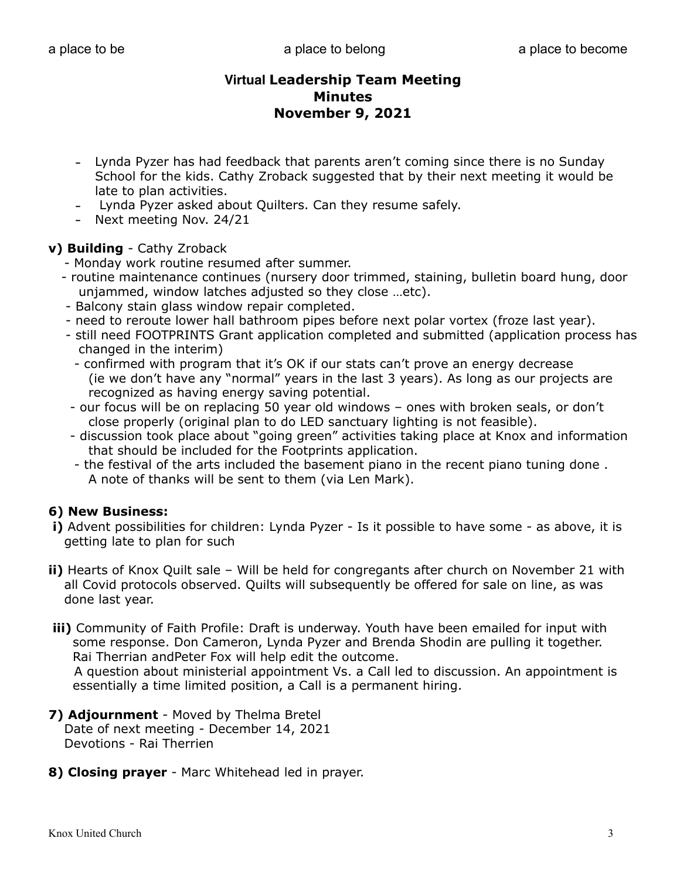a place to be a place to belong a place to become

# Virtual Leadership Team Meeting
# Minutes
# November 9, 2021

- Lynda Pyzer has had feedback that parents aren't coming since there is no Sunday School for the kids. Cathy Zroback suggested that by their next meeting it would be late to plan activities.
- Lynda Pyzer asked about Quilters. Can they resume safely.
- Next meeting Nov. 24/21

**v) Building** - Cathy Zroback

- Monday work routine resumed after summer.
- routine maintenance continues (nursery door trimmed, staining, bulletin board hung, door unjammed, window latches adjusted so they close …etc).
- Balcony stain glass window repair completed.
- need to reroute lower hall bathroom pipes before next polar vortex (froze last year).
- still need FOOTPRINTS Grant application completed and submitted (application process has changed in the interim)
  - confirmed with program that it's OK if our stats can't prove an energy decrease (ie we don't have any "normal" years in the last 3 years). As long as our projects are recognized as having energy saving potential.
  - our focus will be on replacing 50 year old windows – ones with broken seals, or don't close properly (original plan to do LED sanctuary lighting is not feasible).
  - discussion took place about "going green" activities taking place at Knox and information that should be included for the Footprints application.
  - the festival of the arts included the basement piano in the recent piano tuning done . A note of thanks will be sent to them (via Len Mark).

**6) New Business:**

**i)** Advent possibilities for children: Lynda Pyzer - Is it possible to have some - as above, it is getting late to plan for such

**ii)** Hearts of Knox Quilt sale – Will be held for congregants after church on November 21 with all Covid protocols observed. Quilts will subsequently be offered for sale on line, as was done last year.

**iii)** Community of Faith Profile: Draft is underway. Youth have been emailed for input with some response. Don Cameron, Lynda Pyzer and Brenda Shodin are pulling it together. Rai Therrian andPeter Fox will help edit the outcome.
A question about ministerial appointment Vs. a Call led to discussion. An appointment is essentially a time limited position, a Call is a permanent hiring.

**7) Adjournment** - Moved by Thelma Bretel
Date of next meeting - December 14, 2021
Devotions - Rai Therrien

**8) Closing prayer** - Marc Whitehead led in prayer.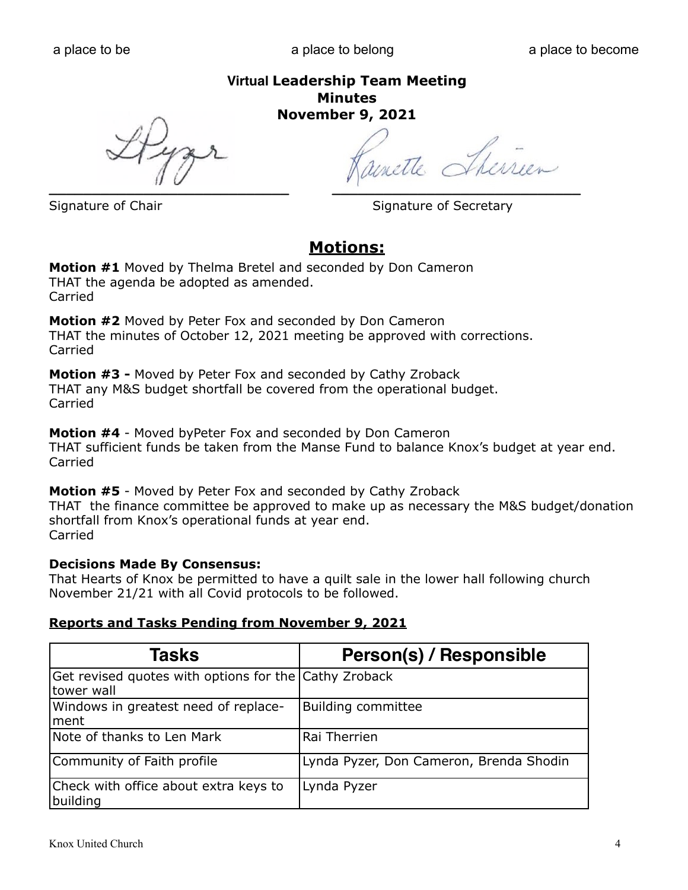a place to be a place to belong a place to become

**Virtual Leadership Team Meeting**
**Minutes**
**November 9, 2021**

Signature of Chair Signature of Secretary

## Motions:

**Motion #1** Moved by Thelma Bretel and seconded by Don Cameron
THAT the agenda be adopted as amended.
Carried

**Motion #2** Moved by Peter Fox and seconded by Don Cameron
THAT the minutes of October 12, 2021 meeting be approved with corrections.
Carried

**Motion #3 -** Moved by Peter Fox and seconded by Cathy Zroback
THAT any M&S budget shortfall be covered from the operational budget.
Carried

**Motion #4** - Moved byPeter Fox and seconded by Don Cameron
THAT sufficient funds be taken from the Manse Fund to balance Knox's budget at year end.
Carried

**Motion #5** - Moved by Peter Fox and seconded by Cathy Zroback
THAT the finance committee be approved to make up as necessary the M&S budget/donation shortfall from Knox's operational funds at year end.
Carried

**Decisions Made By Consensus:**
That Hearts of Knox be permitted to have a quilt sale in the lower hall following church November 21/21 with all Covid protocols to be followed.

**Reports and Tasks Pending from November 9, 2021**

| Tasks | Person(s) / Responsible |
|---|---|
| Get revised quotes with options for the tower wall | Cathy Zroback |
| Windows in greatest need of replacement | Building committee |
| Note of thanks to Len Mark | Rai Therrien |
| Community of Faith profile | Lynda Pyzer, Don Cameron, Brenda Shodin |
| Check with office about extra keys to building | Lynda Pyzer |